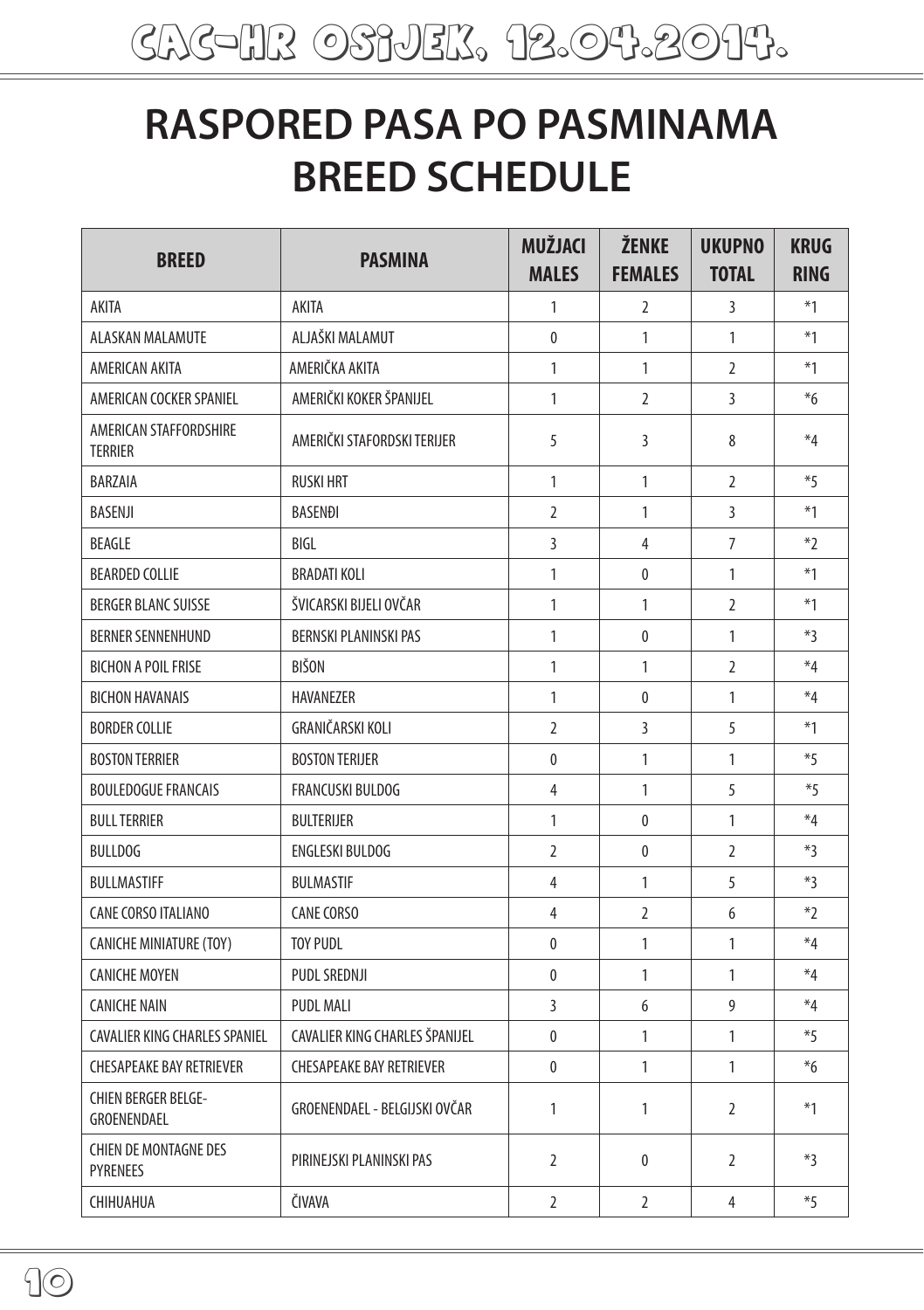# CAC-HR OSIJEK, 12.04.2014.

# RASPORED PASA PO PASMINAMA
# BREED SCHEDULE

| BREED | PASMINA | MUŽJACI MALES | ŽENKE FEMALES | UKUPNO TOTAL | KRUG RING |
|---|---|---|---|---|---|
| AKITA | AKITA | 1 | 2 | 3 | *1 |
| ALASKAN MALAMUTE | ALJAŠKI MALAMUT | 0 | 1 | 1 | *1 |
| AMERICAN AKITA | AMERIČKA AKITA | 1 | 1 | 2 | *1 |
| AMERICAN COCKER SPANIEL | AMERIČKI KOKER ŠPANIJEL | 1 | 2 | 3 | *6 |
| AMERICAN STAFFORDSHIRE TERRIER | AMERIČKI STAFORDSKI TERIJER | 5 | 3 | 8 | *4 |
| BARZAIA | RUSKI HRT | 1 | 1 | 2 | *5 |
| BASENJI | BASENĐI | 2 | 1 | 3 | *1 |
| BEAGLE | BIGL | 3 | 4 | 7 | *2 |
| BEARDED COLLIE | BRADATI KOLI | 1 | 0 | 1 | *1 |
| BERGER BLANC SUISSE | ŠVICARSKI BIJELI OVČAR | 1 | 1 | 2 | *1 |
| BERNER SENNENHUND | BERNSKI PLANINSKI PAS | 1 | 0 | 1 | *3 |
| BICHON A POIL FRISE | BIŠON | 1 | 1 | 2 | *4 |
| BICHON HAVANAIS | HAVANEZER | 1 | 0 | 1 | *4 |
| BORDER COLLIE | GRANIČARSKI KOLI | 2 | 3 | 5 | *1 |
| BOSTON TERRIER | BOSTON TERIJER | 0 | 1 | 1 | *5 |
| BOULEDOGUE FRANCAIS | FRANCUSKI BULDOG | 4 | 1 | 5 | *5 |
| BULL TERRIER | BULTERIJER | 1 | 0 | 1 | *4 |
| BULLDOG | ENGLESKI BULDOG | 2 | 0 | 2 | *3 |
| BULLMASTIFF | BULMASTIF | 4 | 1 | 5 | *3 |
| CANE CORSO ITALIANO | CANE CORSO | 4 | 2 | 6 | *2 |
| CANICHE MINIATURE (TOY) | TOY PUDL | 0 | 1 | 1 | *4 |
| CANICHE MOYEN | PUDL SREDNJI | 0 | 1 | 1 | *4 |
| CANICHE NAIN | PUDL MALI | 3 | 6 | 9 | *4 |
| CAVALIER KING CHARLES SPANIEL | CAVALIER KING CHARLES ŠPANIJEL | 0 | 1 | 1 | *5 |
| CHESAPEAKE BAY RETRIEVER | CHESAPEAKE BAY RETRIEVER | 0 | 1 | 1 | *6 |
| CHIEN BERGER BELGE-GROENENDAEL | GROENENDAEL - BELGIJSKI OVČAR | 1 | 1 | 2 | *1 |
| CHIEN DE MONTAGNE DES PYRENEES | PIRINEJSKI PLANINSKI PAS | 2 | 0 | 2 | *3 |
| CHIHUAHUA | ČIVAVA | 2 | 2 | 4 | *5 |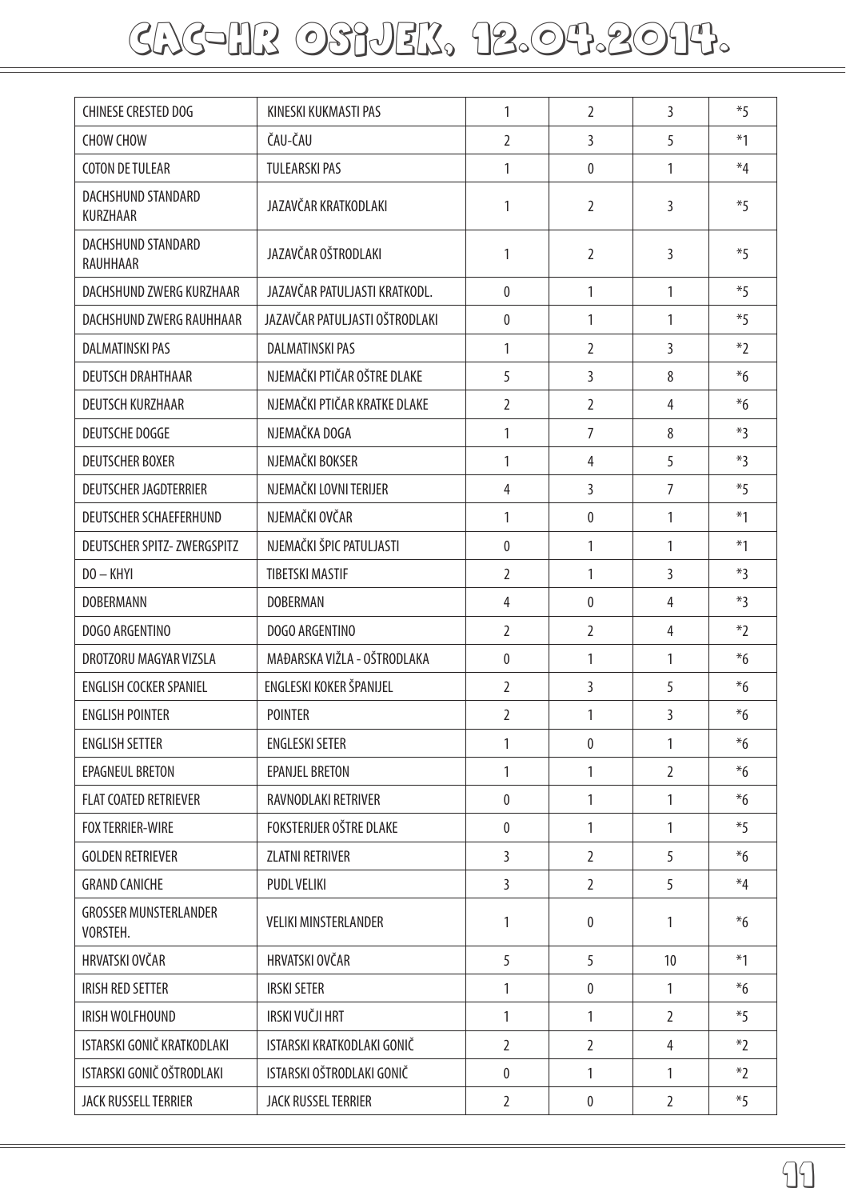# CAC-HR OSIJEK, 12.04.2014.

| | | | | | |
|---|---|---|---|---|---|
| CHINESE CRESTED DOG | KINESKI KUKMASTI PAS | 1 | 2 | 3 | *5 |
| CHOW CHOW | ČAU-ČAU | 2 | 3 | 5 | *1 |
| COTON DE TULEAR | TULEARSKI PAS | 1 | 0 | 1 | *4 |
| DACHSHUND STANDARD KURZHAAR | JAZAVČAR KRATKODLAKI | 1 | 2 | 3 | *5 |
| DACHSHUND STANDARD RAUHHAAR | JAZAVČAR OŠTRODLAKI | 1 | 2 | 3 | *5 |
| DACHSHUND ZWERG KURZHAAR | JAZAVČAR PATULJASTI KRATKODL. | 0 | 1 | 1 | *5 |
| DACHSHUND ZWERG RAUHHAAR | JAZAVČAR PATULJASTI OŠTRODLAKI | 0 | 1 | 1 | *5 |
| DALMATINSKI PAS | DALMATINSKI PAS | 1 | 2 | 3 | *2 |
| DEUTSCH DRAHTHAAR | NJEMAČKI PTIČAR OŠTRE DLAKE | 5 | 3 | 8 | *6 |
| DEUTSCH KURZHAAR | NJEMAČKI PTIČAR KRATKE DLAKE | 2 | 2 | 4 | *6 |
| DEUTSCHE DOGGE | NJEMAČKA DOGA | 1 | 7 | 8 | *3 |
| DEUTSCHER BOXER | NJEMAČKI BOKSER | 1 | 4 | 5 | *3 |
| DEUTSCHER JAGDTERRIER | NJEMAČKI LOVNI TERIJER | 4 | 3 | 7 | *5 |
| DEUTSCHER SCHAEFERHUND | NJEMAČKI OVČAR | 1 | 0 | 1 | *1 |
| DEUTSCHER SPITZ- ZWERGSPITZ | NJEMAČKI ŠPIC PATULJASTI | 0 | 1 | 1 | *1 |
| DO – KHYI | TIBETSKI MASTIF | 2 | 1 | 3 | *3 |
| DOBERMANN | DOBERMAN | 4 | 0 | 4 | *3 |
| DOGO ARGENTINO | DOGO ARGENTINO | 2 | 2 | 4 | *2 |
| DROTZORU MAGYAR VIZSLA | MAĐARSKA VIŽLA - OŠTRODLAKA | 0 | 1 | 1 | *6 |
| ENGLISH COCKER SPANIEL | ENGLESKI KOKER ŠPANIJEL | 2 | 3 | 5 | *6 |
| ENGLISH POINTER | POINTER | 2 | 1 | 3 | *6 |
| ENGLISH SETTER | ENGLESKI SETER | 1 | 0 | 1 | *6 |
| EPAGNEUL BRETON | EPANJEL BRETON | 1 | 1 | 2 | *6 |
| FLAT COATED RETRIEVER | RAVNODLAKI RETRIVER | 0 | 1 | 1 | *6 |
| FOX TERRIER-WIRE | FOKSTERIJER OŠTRE DLAKE | 0 | 1 | 1 | *5 |
| GOLDEN RETRIEVER | ZLATNI RETRIVER | 3 | 2 | 5 | *6 |
| GRAND CANICHE | PUDL VELIKI | 3 | 2 | 5 | *4 |
| GROSSER MUNSTERLANDER VORSTEH. | VELIKI MINSTERLANDER | 1 | 0 | 1 | *6 |
| HRVATSKI OVČAR | HRVATSKI OVČAR | 5 | 5 | 10 | *1 |
| IRISH RED SETTER | IRSKI SETER | 1 | 0 | 1 | *6 |
| IRISH WOLFHOUND | IRSKI VUČJI HRT | 1 | 1 | 2 | *5 |
| ISTARSKI GONIČ KRATKODLAKI | ISTARSKI KRATKODLAKI GONIČ | 2 | 2 | 4 | *2 |
| ISTARSKI GONIČ OŠTRODLAKI | ISTARSKI OŠTRODLAKI GONIČ | 0 | 1 | 1 | *2 |
| JACK RUSSELL TERRIER | JACK RUSSEL TERRIER | 2 | 0 | 2 | *5 |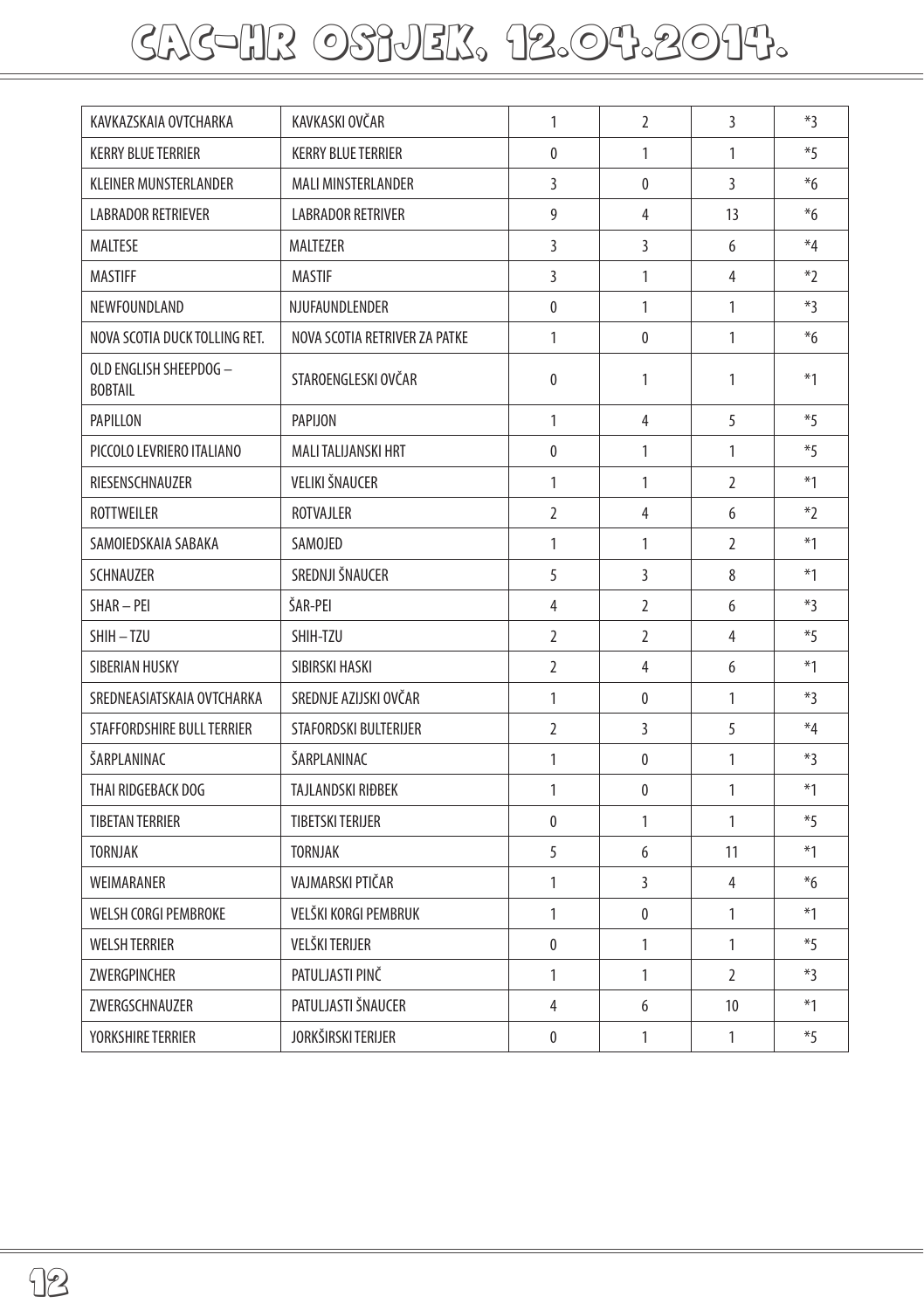# CAC-HR OSIJEK, 12.04.2014.

| | | | | | |
|---|---|---|---|---|---|
| KAVKAZSKAIA OVTCHARKA | KAVKASKI OVČAR | 1 | 2 | 3 | *3 |
| KERRY BLUE TERRIER | KERRY BLUE TERRIER | 0 | 1 | 1 | *5 |
| KLEINER MUNSTERLANDER | MALI MINSTERLANDER | 3 | 0 | 3 | *6 |
| LABRADOR RETRIEVER | LABRADOR RETRIVER | 9 | 4 | 13 | *6 |
| MALTESE | MALTEZER | 3 | 3 | 6 | *4 |
| MASTIFF | MASTIF | 3 | 1 | 4 | *2 |
| NEWFOUNDLAND | NJUFAUNDLENDER | 0 | 1 | 1 | *3 |
| NOVA SCOTIA DUCK TOLLING RET. | NOVA SCOTIA RETRIVER ZA PATKE | 1 | 0 | 1 | *6 |
| OLD ENGLISH SHEEPDOG – BOBTAIL | STAROENGLESKI OVČAR | 0 | 1 | 1 | *1 |
| PAPILLON | PAPIJON | 1 | 4 | 5 | *5 |
| PICCOLO LEVRIERO ITALIANO | MALI TALIJANSKI HRT | 0 | 1 | 1 | *5 |
| RIESENSCHNAUZER | VELIKI ŠNAUCER | 1 | 1 | 2 | *1 |
| ROTTWEILER | ROTVAJLER | 2 | 4 | 6 | *2 |
| SAMOIEDSKAIA SABAKA | SAMOJED | 1 | 1 | 2 | *1 |
| SCHNAUZER | SREDNJI ŠNAUCER | 5 | 3 | 8 | *1 |
| SHAR – PEI | ŠAR-PEI | 4 | 2 | 6 | *3 |
| SHIH – TZU | SHIH-TZU | 2 | 2 | 4 | *5 |
| SIBERIAN HUSKY | SIBIRSKI HASKI | 2 | 4 | 6 | *1 |
| SREDNEASIATSKAIA OVTCHARKA | SREDNJE AZIJSKI OVČAR | 1 | 0 | 1 | *3 |
| STAFFORDSHIRE BULL TERRIER | STAFORDSKI BULTERIJER | 2 | 3 | 5 | *4 |
| ŠARPLANINAC | ŠARPLANINAC | 1 | 0 | 1 | *3 |
| THAI RIDGEBACK DOG | TAJLANDSKI RIĐBEK | 1 | 0 | 1 | *1 |
| TIBETAN TERRIER | TIBETSKI TERIJER | 0 | 1 | 1 | *5 |
| TORNJAK | TORNJAK | 5 | 6 | 11 | *1 |
| WEIMARANER | VAJMARSKI PTIČAR | 1 | 3 | 4 | *6 |
| WELSH CORGI PEMBROKE | VELŠKI KORGI PEMBRUK | 1 | 0 | 1 | *1 |
| WELSH TERRIER | VELŠKI TERIJER | 0 | 1 | 1 | *5 |
| ZWERGPINCHER | PATULJASTI PINČ | 1 | 1 | 2 | *3 |
| ZWERGSCHNAUZER | PATULJASTI ŠNAUCER | 4 | 6 | 10 | *1 |
| YORKSHIRE TERRIER | JORKŠIRSKI TERIJER | 0 | 1 | 1 | *5 |